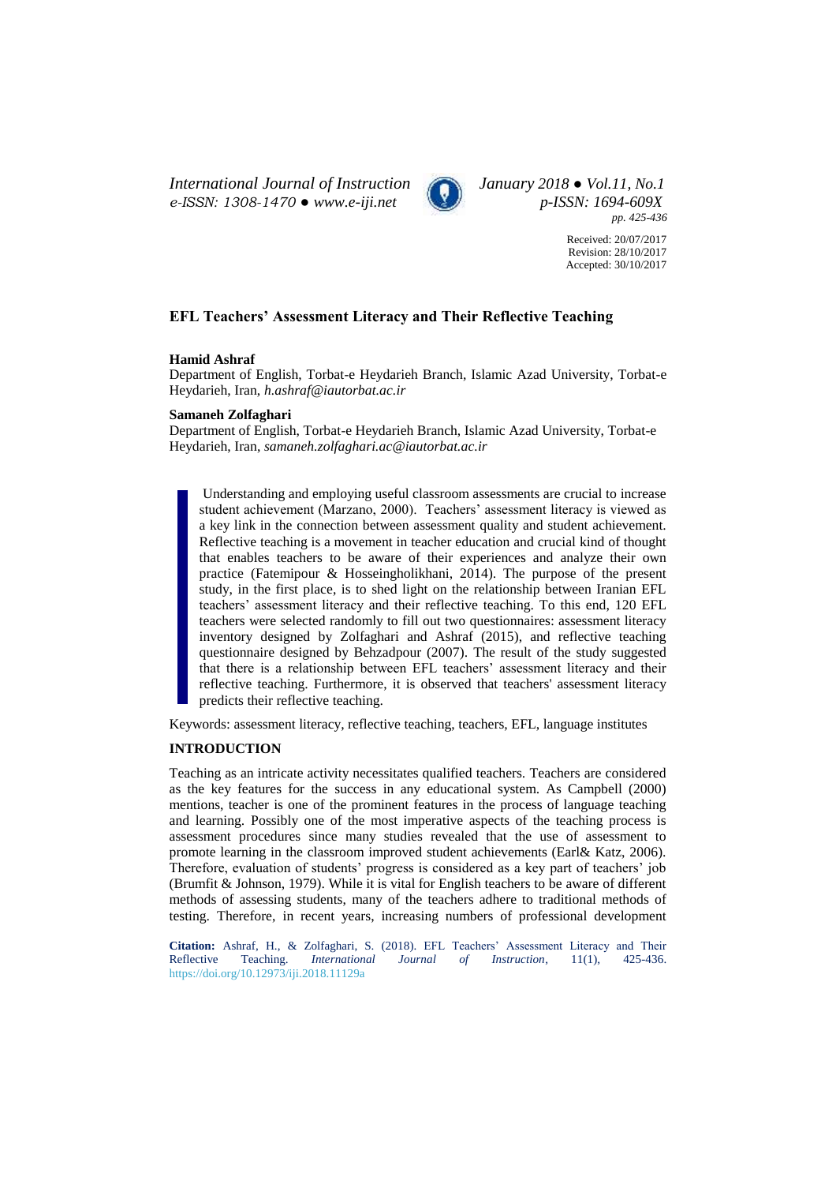Received: 20/07/2017
Revision: 28/10/2017
Accepted: 30/10/2017

# EFL Teachers' Assessment Literacy and Their Reflective Teaching

**Hamid Ashraf**
Department of English, Torbat-e Heydarieh Branch, Islamic Azad University, Torbat-e Heydarieh, Iran, *h.ashraf@iautorbat.ac.ir*

**Samaneh Zolfaghari**
Department of English, Torbat-e Heydarieh Branch, Islamic Azad University, Torbat-e Heydarieh, Iran, *samaneh.zolfaghari.ac@iautorbat.ac.ir*

> Understanding and employing useful classroom assessments are crucial to increase student achievement (Marzano, 2000). Teachers' assessment literacy is viewed as a key link in the connection between assessment quality and student achievement. Reflective teaching is a movement in teacher education and crucial kind of thought that enables teachers to be aware of their experiences and analyze their own practice (Fatemipour & Hosseingholikhani, 2014). The purpose of the present study, in the first place, is to shed light on the relationship between Iranian EFL teachers' assessment literacy and their reflective teaching. To this end, 120 EFL teachers were selected randomly to fill out two questionnaires: assessment literacy inventory designed by Zolfaghari and Ashraf (2015), and reflective teaching questionnaire designed by Behzadpour (2007). The result of the study suggested that there is a relationship between EFL teachers' assessment literacy and their reflective teaching. Furthermore, it is observed that teachers' assessment literacy predicts their reflective teaching.

Keywords: assessment literacy, reflective teaching, teachers, EFL, language institutes

## INTRODUCTION

Teaching as an intricate activity necessitates qualified teachers. Teachers are considered as the key features for the success in any educational system. As Campbell (2000) mentions, teacher is one of the prominent features in the process of language teaching and learning. Possibly one of the most imperative aspects of the teaching process is assessment procedures since many studies revealed that the use of assessment to promote learning in the classroom improved student achievements (Earl& Katz, 2006). Therefore, evaluation of students' progress is considered as a key part of teachers' job (Brumfit & Johnson, 1979). While it is vital for English teachers to be aware of different methods of assessing students, many of the teachers adhere to traditional methods of testing. Therefore, in recent years, increasing numbers of professional development

**Citation:** Ashraf, H., & Zolfaghari, S. (2018). EFL Teachers' Assessment Literacy and Their Reflective Teaching. *International Journal of Instruction*, 11(1), 425-436. https://doi.org/10.12973/iji.2018.11129a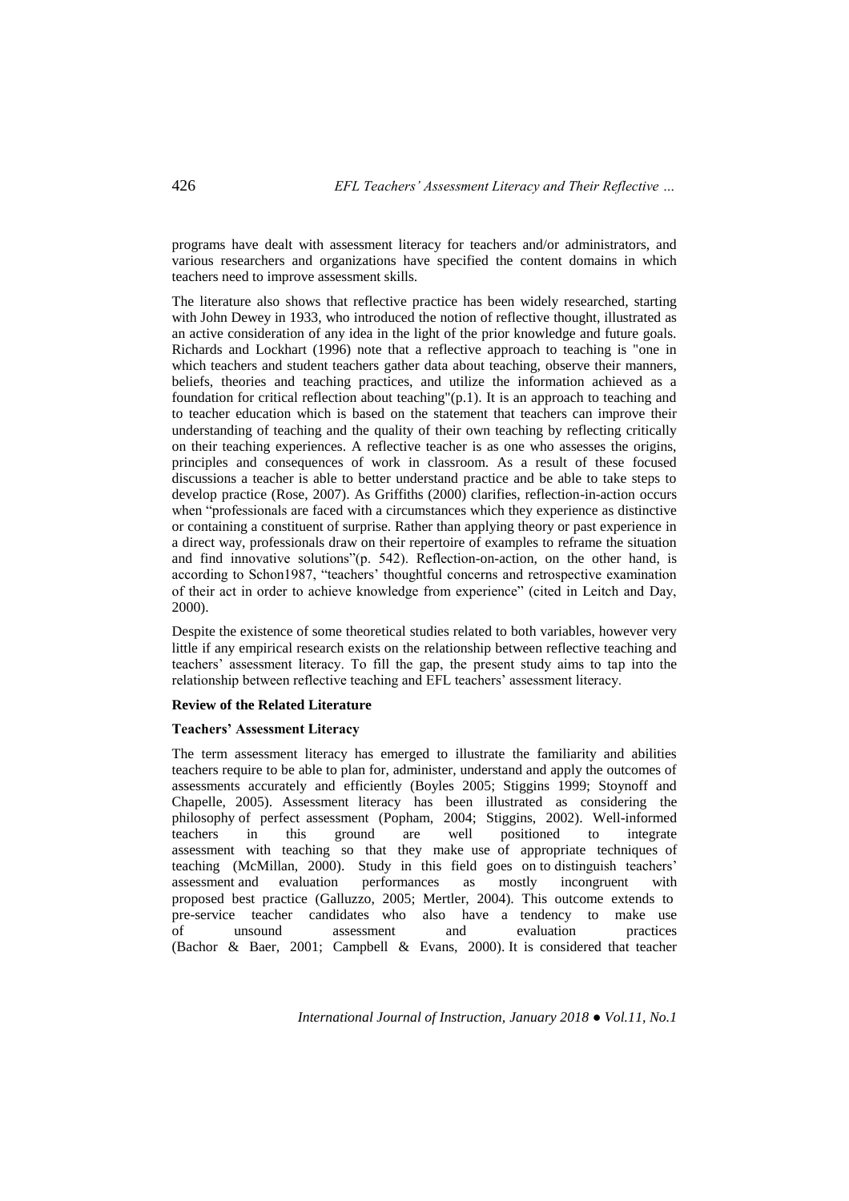programs have dealt with assessment literacy for teachers and/or administrators, and various researchers and organizations have specified the content domains in which teachers need to improve assessment skills.

The literature also shows that reflective practice has been widely researched, starting with John Dewey in 1933, who introduced the notion of reflective thought, illustrated as an active consideration of any idea in the light of the prior knowledge and future goals. Richards and Lockhart (1996) note that a reflective approach to teaching is "one in which teachers and student teachers gather data about teaching, observe their manners, beliefs, theories and teaching practices, and utilize the information achieved as a foundation for critical reflection about teaching"(p.1). It is an approach to teaching and to teacher education which is based on the statement that teachers can improve their understanding of teaching and the quality of their own teaching by reflecting critically on their teaching experiences. A reflective teacher is as one who assesses the origins, principles and consequences of work in classroom. As a result of these focused discussions a teacher is able to better understand practice and be able to take steps to develop practice (Rose, 2007). As Griffiths (2000) clarifies, reflection-in-action occurs when "professionals are faced with a circumstances which they experience as distinctive or containing a constituent of surprise. Rather than applying theory or past experience in a direct way, professionals draw on their repertoire of examples to reframe the situation and find innovative solutions"(p. 542). Reflection-on-action, on the other hand, is according to Schon1987, "teachers' thoughtful concerns and retrospective examination of their act in order to achieve knowledge from experience" (cited in Leitch and Day, 2000).

Despite the existence of some theoretical studies related to both variables, however very little if any empirical research exists on the relationship between reflective teaching and teachers' assessment literacy. To fill the gap, the present study aims to tap into the relationship between reflective teaching and EFL teachers' assessment literacy.

## Review of the Related Literature

### Teachers' Assessment Literacy

The term assessment literacy has emerged to illustrate the familiarity and abilities teachers require to be able to plan for, administer, understand and apply the outcomes of assessments accurately and efficiently (Boyles 2005; Stiggins 1999; Stoynoff and Chapelle, 2005). Assessment literacy has been illustrated as considering the philosophy of perfect assessment (Popham, 2004; Stiggins, 2002). Well-informed teachers in this ground are well positioned to integrate assessment with teaching so that they make use of appropriate techniques of teaching (McMillan, 2000). Study in this field goes on to distinguish teachers' assessment and evaluation performances as mostly incongruent with proposed best practice (Galluzzo, 2005; Mertler, 2004). This outcome extends to pre-service teacher candidates who also have a tendency to make use of unsound assessment and evaluation practices (Bachor & Baer, 2001; Campbell & Evans, 2000). It is considered that teacher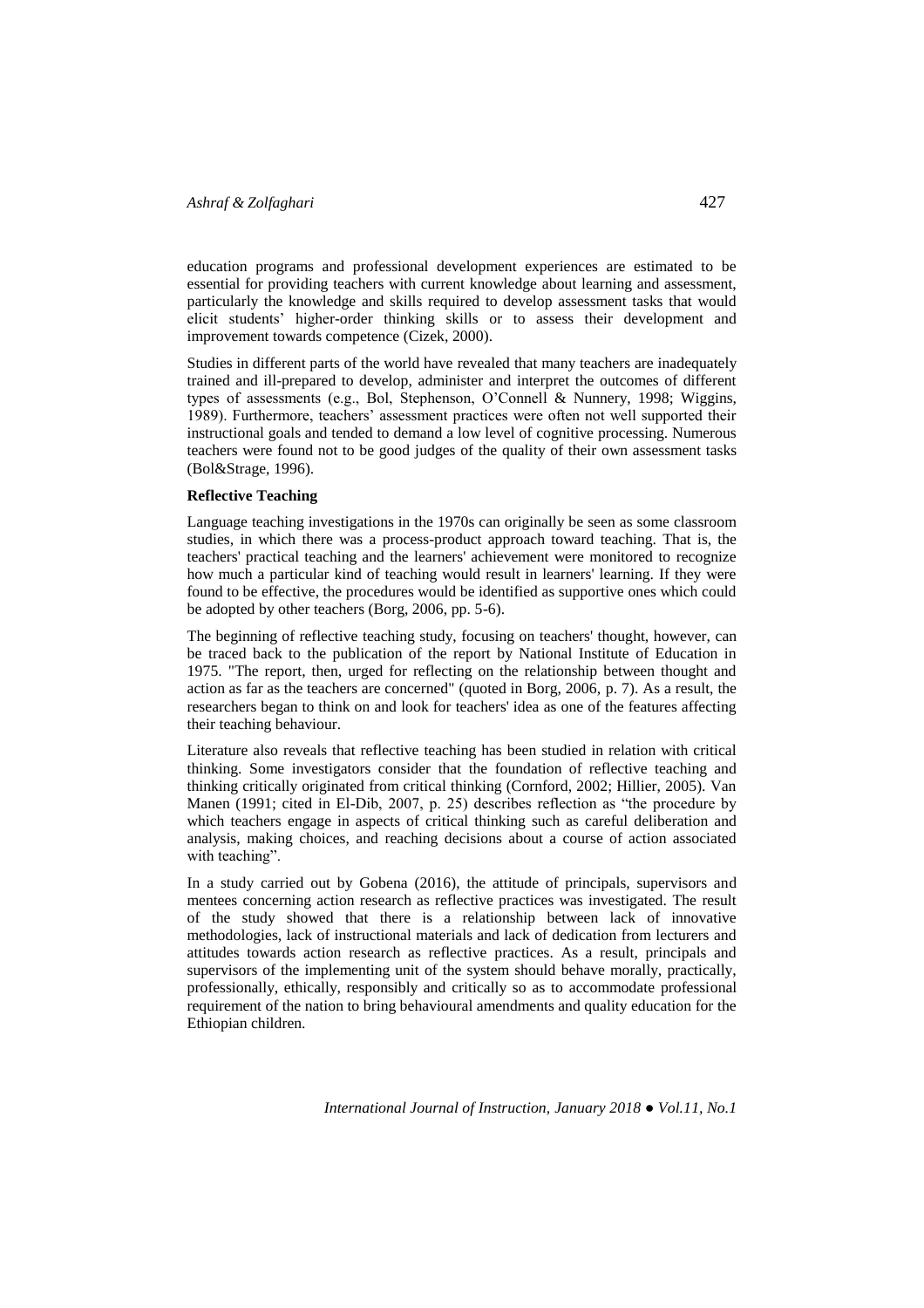education programs and professional development experiences are estimated to be essential for providing teachers with current knowledge about learning and assessment, particularly the knowledge and skills required to develop assessment tasks that would elicit students' higher-order thinking skills or to assess their development and improvement towards competence (Cizek, 2000).

Studies in different parts of the world have revealed that many teachers are inadequately trained and ill-prepared to develop, administer and interpret the outcomes of different types of assessments (e.g., Bol, Stephenson, O'Connell & Nunnery, 1998; Wiggins, 1989). Furthermore, teachers' assessment practices were often not well supported their instructional goals and tended to demand a low level of cognitive processing. Numerous teachers were found not to be good judges of the quality of their own assessment tasks (Bol&Strage, 1996).

**Reflective Teaching**

Language teaching investigations in the 1970s can originally be seen as some classroom studies, in which there was a process-product approach toward teaching. That is, the teachers' practical teaching and the learners' achievement were monitored to recognize how much a particular kind of teaching would result in learners' learning. If they were found to be effective, the procedures would be identified as supportive ones which could be adopted by other teachers (Borg, 2006, pp. 5-6).

The beginning of reflective teaching study, focusing on teachers' thought, however, can be traced back to the publication of the report by National Institute of Education in 1975. "The report, then, urged for reflecting on the relationship between thought and action as far as the teachers are concerned" (quoted in Borg, 2006, p. 7). As a result, the researchers began to think on and look for teachers' idea as one of the features affecting their teaching behaviour.

Literature also reveals that reflective teaching has been studied in relation with critical thinking. Some investigators consider that the foundation of reflective teaching and thinking critically originated from critical thinking (Cornford, 2002; Hillier, 2005). Van Manen (1991; cited in El-Dib, 2007, p. 25) describes reflection as "the procedure by which teachers engage in aspects of critical thinking such as careful deliberation and analysis, making choices, and reaching decisions about a course of action associated with teaching".

In a study carried out by Gobena (2016), the attitude of principals, supervisors and mentees concerning action research as reflective practices was investigated. The result of the study showed that there is a relationship between lack of innovative methodologies, lack of instructional materials and lack of dedication from lecturers and attitudes towards action research as reflective practices. As a result, principals and supervisors of the implementing unit of the system should behave morally, practically, professionally, ethically, responsibly and critically so as to accommodate professional requirement of the nation to bring behavioural amendments and quality education for the Ethiopian children.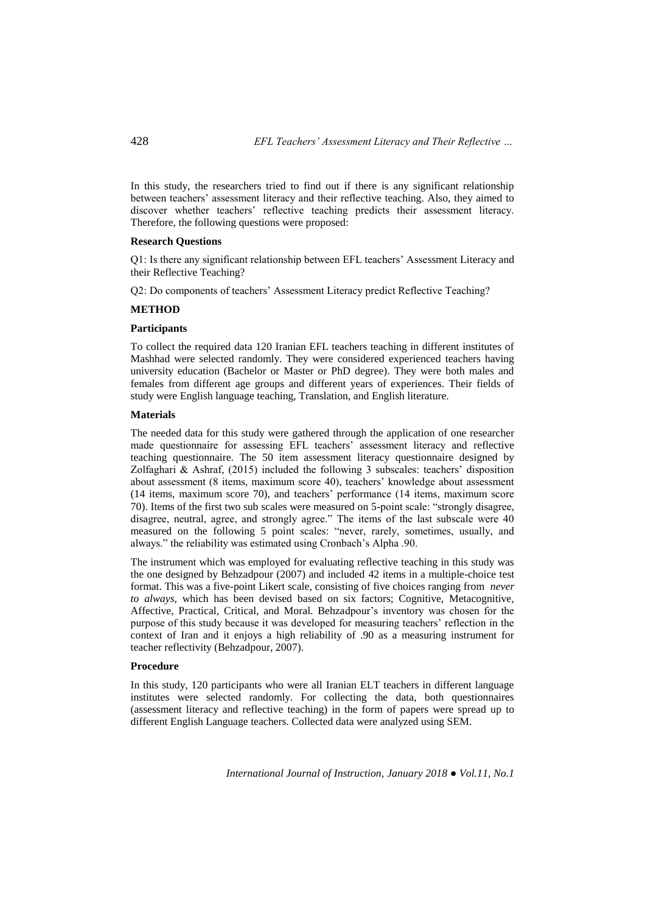In this study, the researchers tried to find out if there is any significant relationship between teachers' assessment literacy and their reflective teaching. Also, they aimed to discover whether teachers' reflective teaching predicts their assessment literacy. Therefore, the following questions were proposed:

**Research Questions**

Q1: Is there any significant relationship between EFL teachers' Assessment Literacy and their Reflective Teaching?

Q2: Do components of teachers' Assessment Literacy predict Reflective Teaching?

## METHOD

### Participants

To collect the required data 120 Iranian EFL teachers teaching in different institutes of Mashhad were selected randomly. They were considered experienced teachers having university education (Bachelor or Master or PhD degree). They were both males and females from different age groups and different years of experiences. Their fields of study were English language teaching, Translation, and English literature.

### Materials

The needed data for this study were gathered through the application of one researcher made questionnaire for assessing EFL teachers' assessment literacy and reflective teaching questionnaire. The 50 item assessment literacy questionnaire designed by Zolfaghari & Ashraf, (2015) included the following 3 subscales: teachers' disposition about assessment (8 items, maximum score 40), teachers' knowledge about assessment (14 items, maximum score 70), and teachers' performance (14 items, maximum score 70). Items of the first two sub scales were measured on 5-point scale: "strongly disagree, disagree, neutral, agree, and strongly agree." The items of the last subscale were 40 measured on the following 5 point scales: "never, rarely, sometimes, usually, and always." the reliability was estimated using Cronbach's Alpha .90.

The instrument which was employed for evaluating reflective teaching in this study was the one designed by Behzadpour (2007) and included 42 items in a multiple-choice test format. This was a five-point Likert scale, consisting of five choices ranging from *never to always*, which has been devised based on six factors; Cognitive, Metacognitive, Affective, Practical, Critical, and Moral. Behzadpour's inventory was chosen for the purpose of this study because it was developed for measuring teachers' reflection in the context of Iran and it enjoys a high reliability of .90 as a measuring instrument for teacher reflectivity (Behzadpour, 2007).

### Procedure

In this study, 120 participants who were all Iranian ELT teachers in different language institutes were selected randomly. For collecting the data, both questionnaires (assessment literacy and reflective teaching) in the form of papers were spread up to different English Language teachers. Collected data were analyzed using SEM.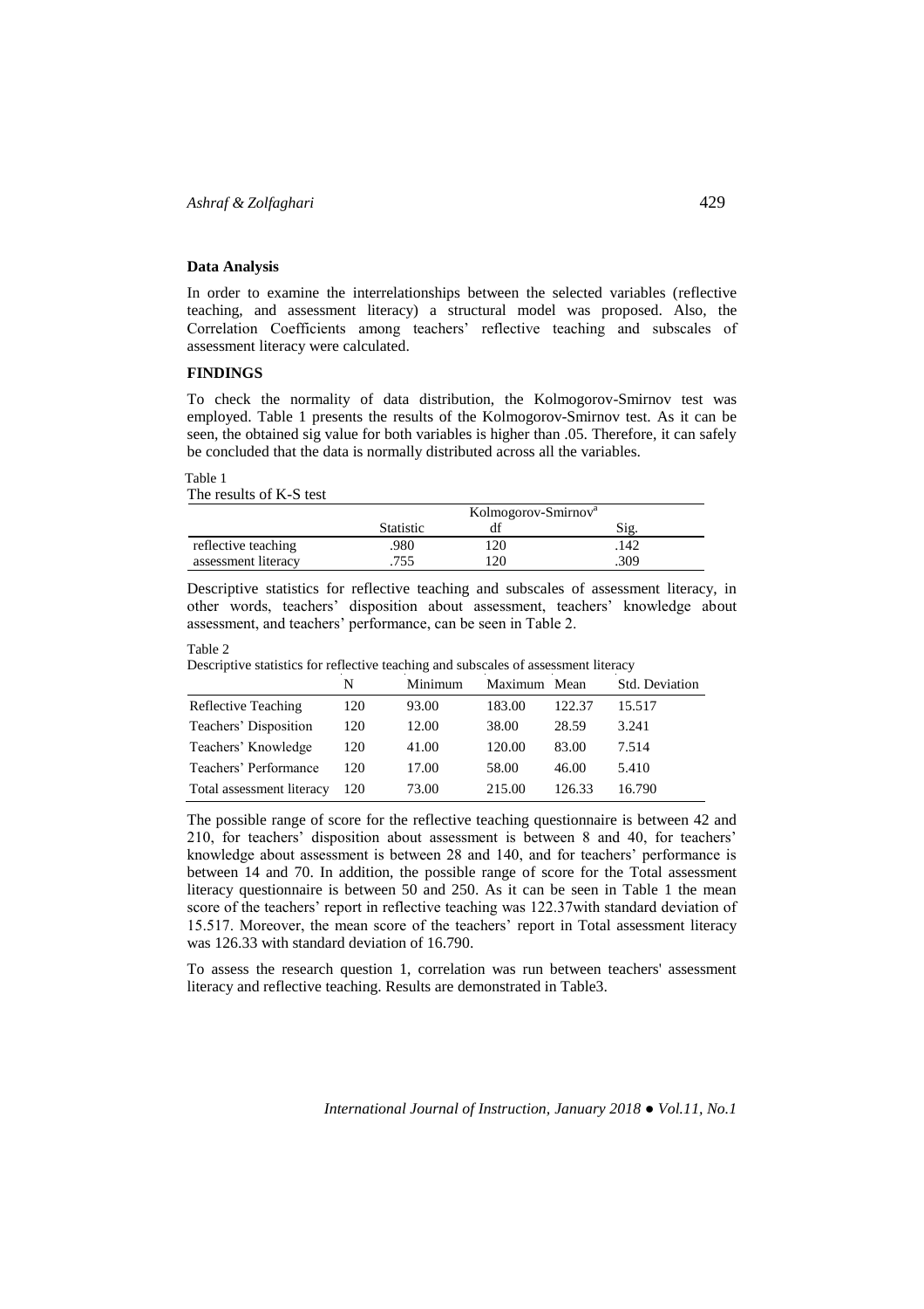**Data Analysis**

In order to examine the interrelationships between the selected variables (reflective teaching, and assessment literacy) a structural model was proposed. Also, the Correlation Coefficients among teachers' reflective teaching and subscales of assessment literacy were calculated.

**FINDINGS**

To check the normality of data distribution, the Kolmogorov-Smirnov test was employed. Table 1 presents the results of the Kolmogorov-Smirnov test. As it can be seen, the obtained sig value for both variables is higher than .05. Therefore, it can safely be concluded that the data is normally distributed across all the variables.

Table 1
The results of K-S test

| | Kolmogorov-Smirnov[a] | | |
|---|---|---|---|
| | Statistic | df | Sig. |
| reflective teaching | .980 | 120 | .142 |
| assessment literacy | .755 | 120 | .309 |

Descriptive statistics for reflective teaching and subscales of assessment literacy, in other words, teachers' disposition about assessment, teachers' knowledge about assessment, and teachers' performance, can be seen in Table 2.

Table 2
Descriptive statistics for reflective teaching and subscales of assessment literacy

| | N | Minimum | Maximum | Mean | Std. Deviation |
|---|---|---|---|---|---|
| Reflective Teaching | 120 | 93.00 | 183.00 | 122.37 | 15.517 |
| Teachers' Disposition | 120 | 12.00 | 38.00 | 28.59 | 3.241 |
| Teachers' Knowledge | 120 | 41.00 | 120.00 | 83.00 | 7.514 |
| Teachers' Performance | 120 | 17.00 | 58.00 | 46.00 | 5.410 |
| Total assessment literacy | 120 | 73.00 | 215.00 | 126.33 | 16.790 |

The possible range of score for the reflective teaching questionnaire is between 42 and 210, for teachers' disposition about assessment is between 8 and 40, for teachers' knowledge about assessment is between 28 and 140, and for teachers' performance is between 14 and 70. In addition, the possible range of score for the Total assessment literacy questionnaire is between 50 and 250. As it can be seen in Table 1 the mean score of the teachers' report in reflective teaching was 122.37with standard deviation of 15.517. Moreover, the mean score of the teachers' report in Total assessment literacy was 126.33 with standard deviation of 16.790.

To assess the research question 1, correlation was run between teachers' assessment literacy and reflective teaching. Results are demonstrated in Table3.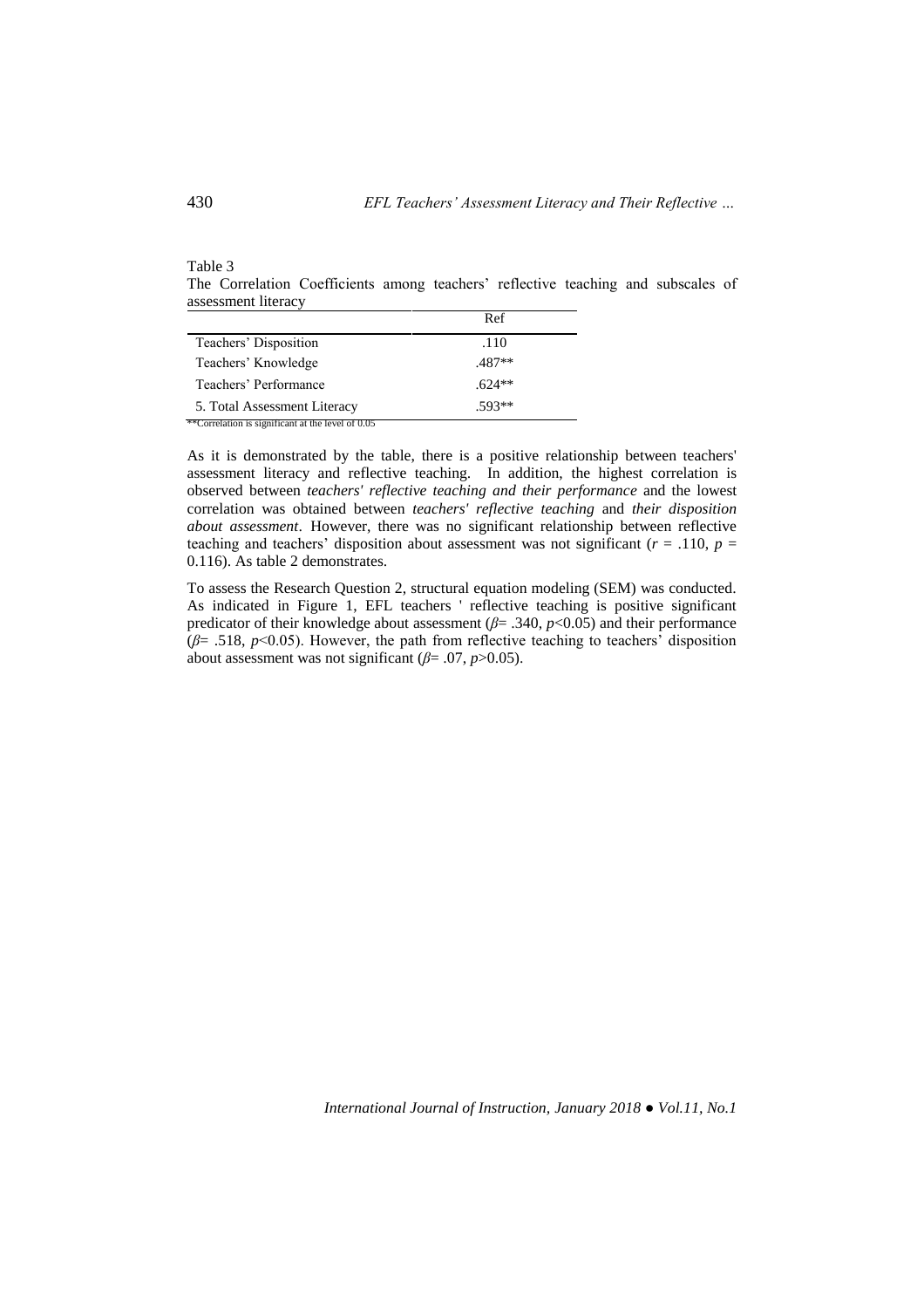Table 3

The Correlation Coefficients among teachers' reflective teaching and subscales of assessment literacy

| | Ref |
|---|---|
| Teachers' Disposition | .110 |
| Teachers' Knowledge | .487** |
| Teachers' Performance | .624** |
| 5. Total Assessment Literacy | .593** |

**Correlation is significant at the level of 0.05

As it is demonstrated by the table, there is a positive relationship between teachers' assessment literacy and reflective teaching. In addition, the highest correlation is observed between *teachers' reflective teaching and their performance* and the lowest correlation was obtained between *teachers' reflective teaching* and *their disposition about assessment*. However, there was no significant relationship between reflective teaching and teachers' disposition about assessment was not significant ($r$ = .110, $p$ = 0.116). As table 2 demonstrates.

To assess the Research Question 2, structural equation modeling (SEM) was conducted. As indicated in Figure 1, EFL teachers ' reflective teaching is positive significant predicator of their knowledge about assessment ($\beta$= .340, $p$<0.05) and their performance ($\beta$= .518, $p$<0.05). However, the path from reflective teaching to teachers' disposition about assessment was not significant ($\beta$= .07, $p$>0.05).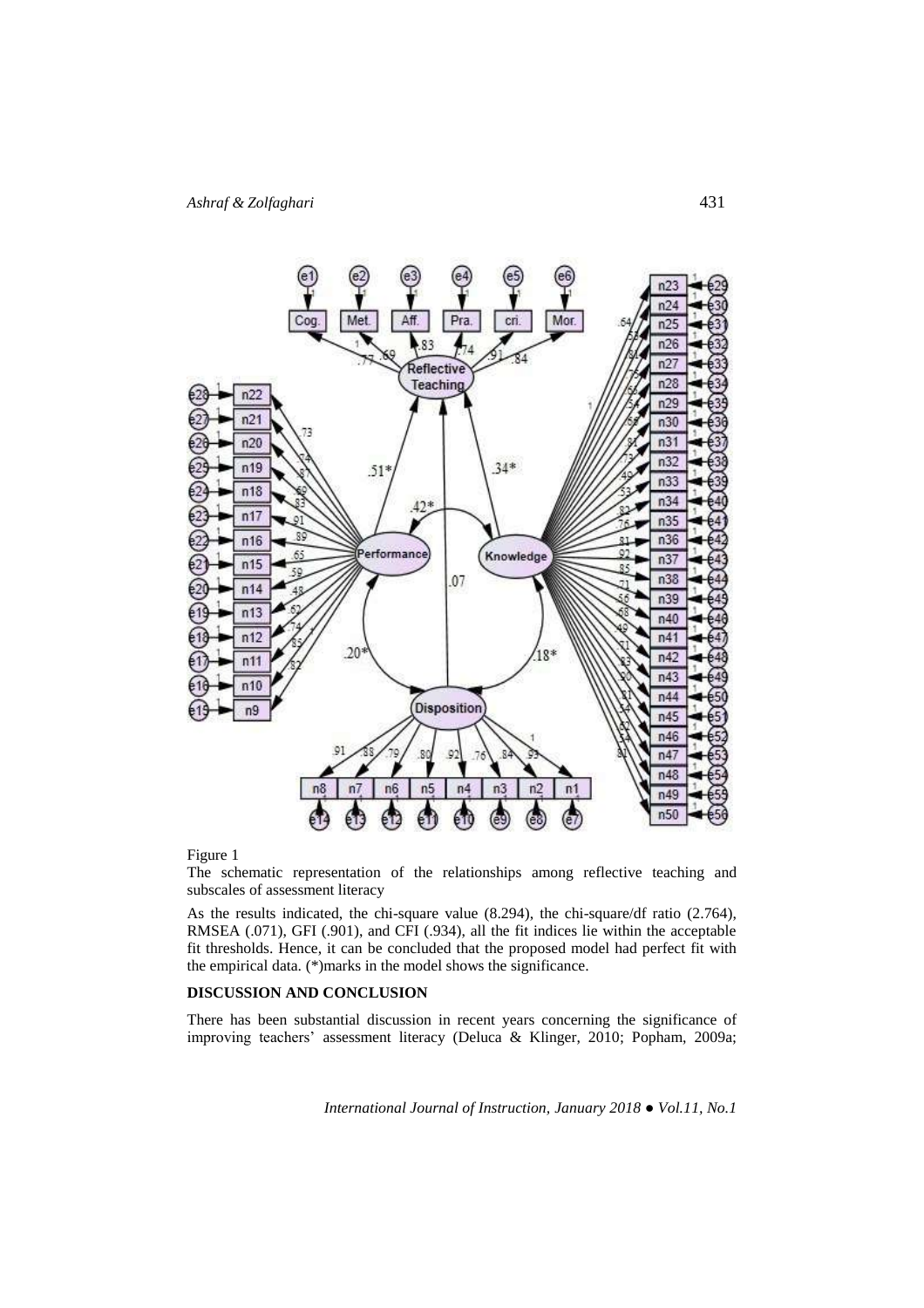Figure 1

The schematic representation of the relationships among reflective teaching and subscales of assessment literacy

As the results indicated, the chi-square value (8.294), the chi-square/df ratio (2.764), RMSEA (.071), GFI (.901), and CFI (.934), all the fit indices lie within the acceptable fit thresholds. Hence, it can be concluded that the proposed model had perfect fit with the empirical data. (*)marks in the model shows the significance.

## DISCUSSION AND CONCLUSION

There has been substantial discussion in recent years concerning the significance of improving teachers' assessment literacy (Deluca & Klinger, 2010; Popham, 2009a;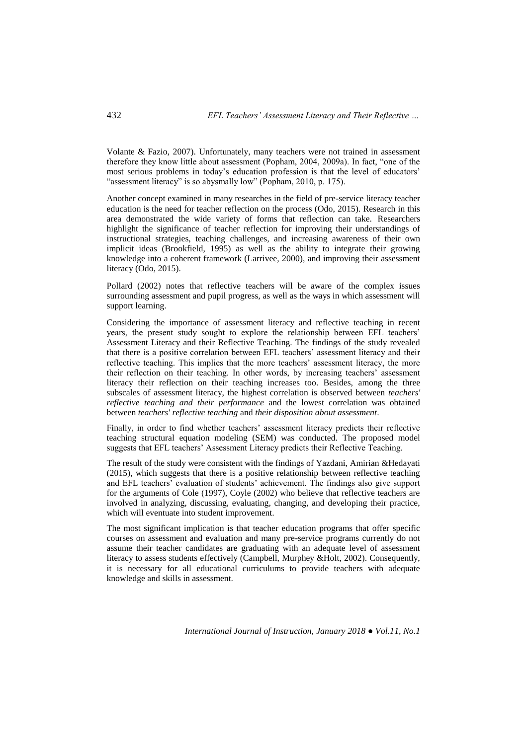Volante & Fazio, 2007). Unfortunately, many teachers were not trained in assessment therefore they know little about assessment (Popham, 2004, 2009a). In fact, "one of the most serious problems in today's education profession is that the level of educators' "assessment literacy" is so abysmally low" (Popham, 2010, p. 175).

Another concept examined in many researches in the field of pre-service literacy teacher education is the need for teacher reflection on the process (Odo, 2015). Research in this area demonstrated the wide variety of forms that reflection can take. Researchers highlight the significance of teacher reflection for improving their understandings of instructional strategies, teaching challenges, and increasing awareness of their own implicit ideas (Brookfield, 1995) as well as the ability to integrate their growing knowledge into a coherent framework (Larrivee, 2000), and improving their assessment literacy (Odo, 2015).

Pollard (2002) notes that reflective teachers will be aware of the complex issues surrounding assessment and pupil progress, as well as the ways in which assessment will support learning.

Considering the importance of assessment literacy and reflective teaching in recent years, the present study sought to explore the relationship between EFL teachers' Assessment Literacy and their Reflective Teaching. The findings of the study revealed that there is a positive correlation between EFL teachers' assessment literacy and their reflective teaching. This implies that the more teachers' assessment literacy, the more their reflection on their teaching. In other words, by increasing teachers' assessment literacy their reflection on their teaching increases too. Besides, among the three subscales of assessment literacy, the highest correlation is observed between *teachers' reflective teaching and their performance* and the lowest correlation was obtained between *teachers' reflective teaching* and *their disposition about assessment*.

Finally, in order to find whether teachers' assessment literacy predicts their reflective teaching structural equation modeling (SEM) was conducted. The proposed model suggests that EFL teachers' Assessment Literacy predicts their Reflective Teaching.

The result of the study were consistent with the findings of Yazdani, Amirian &Hedayati (2015), which suggests that there is a positive relationship between reflective teaching and EFL teachers' evaluation of students' achievement. The findings also give support for the arguments of Cole (1997), Coyle (2002) who believe that reflective teachers are involved in analyzing, discussing, evaluating, changing, and developing their practice, which will eventuate into student improvement.

The most significant implication is that teacher education programs that offer specific courses on assessment and evaluation and many pre-service programs currently do not assume their teacher candidates are graduating with an adequate level of assessment literacy to assess students effectively (Campbell, Murphey &Holt, 2002). Consequently, it is necessary for all educational curriculums to provide teachers with adequate knowledge and skills in assessment.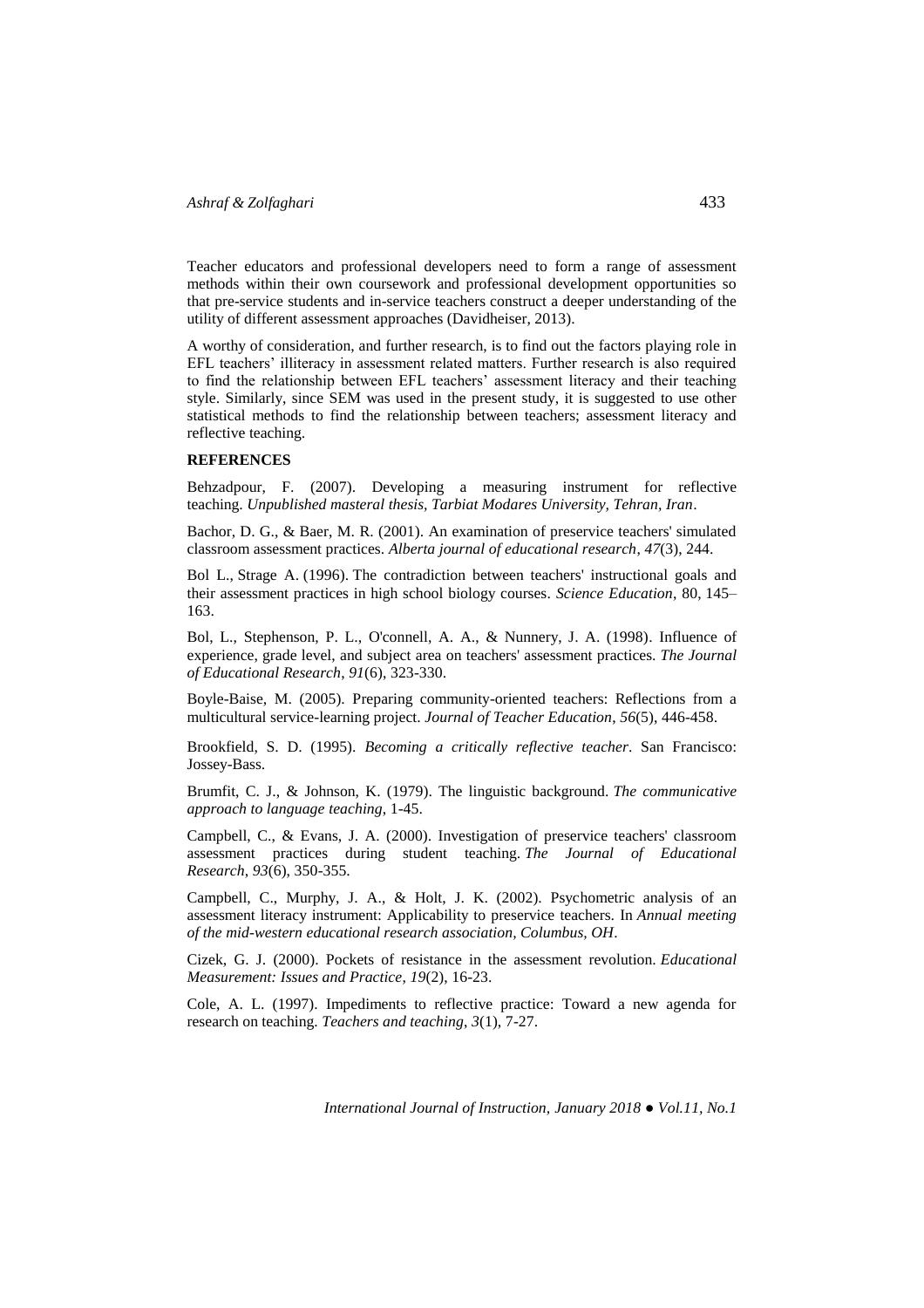Teacher educators and professional developers need to form a range of assessment methods within their own coursework and professional development opportunities so that pre-service students and in-service teachers construct a deeper understanding of the utility of different assessment approaches (Davidheiser, 2013).

A worthy of consideration, and further research, is to find out the factors playing role in EFL teachers' illiteracy in assessment related matters. Further research is also required to find the relationship between EFL teachers' assessment literacy and their teaching style. Similarly, since SEM was used in the present study, it is suggested to use other statistical methods to find the relationship between teachers; assessment literacy and reflective teaching.

## REFERENCES

Behzadpour, F. (2007). Developing a measuring instrument for reflective teaching. *Unpublished masteral thesis, Tarbiat Modares University, Tehran, Iran*.

Bachor, D. G., & Baer, M. R. (2001). An examination of preservice teachers' simulated classroom assessment practices. *Alberta journal of educational research*, *47*(3), 244.

Bol L., Strage A. (1996). The contradiction between teachers' instructional goals and their assessment practices in high school biology courses. *Science Education*, 80, 145–163.

Bol, L., Stephenson, P. L., O'connell, A. A., & Nunnery, J. A. (1998). Influence of experience, grade level, and subject area on teachers' assessment practices. *The Journal of Educational Research*, *91*(6), 323-330.

Boyle-Baise, M. (2005). Preparing community-oriented teachers: Reflections from a multicultural service-learning project. *Journal of Teacher Education*, *56*(5), 446-458.

Brookfield, S. D. (1995). *Becoming a critically reflective teacher*. San Francisco: Jossey-Bass.

Brumfit, C. J., & Johnson, K. (1979). The linguistic background. *The communicative approach to language teaching*, 1-45.

Campbell, C., & Evans, J. A. (2000). Investigation of preservice teachers' classroom assessment practices during student teaching. *The Journal of Educational Research*, *93*(6), 350-355.

Campbell, C., Murphy, J. A., & Holt, J. K. (2002). Psychometric analysis of an assessment literacy instrument: Applicability to preservice teachers. In *Annual meeting of the mid-western educational research association, Columbus, OH*.

Cizek, G. J. (2000). Pockets of resistance in the assessment revolution. *Educational Measurement: Issues and Practice*, *19*(2), 16-23.

Cole, A. L. (1997). Impediments to reflective practice: Toward a new agenda for research on teaching. *Teachers and teaching*, *3*(1), 7-27.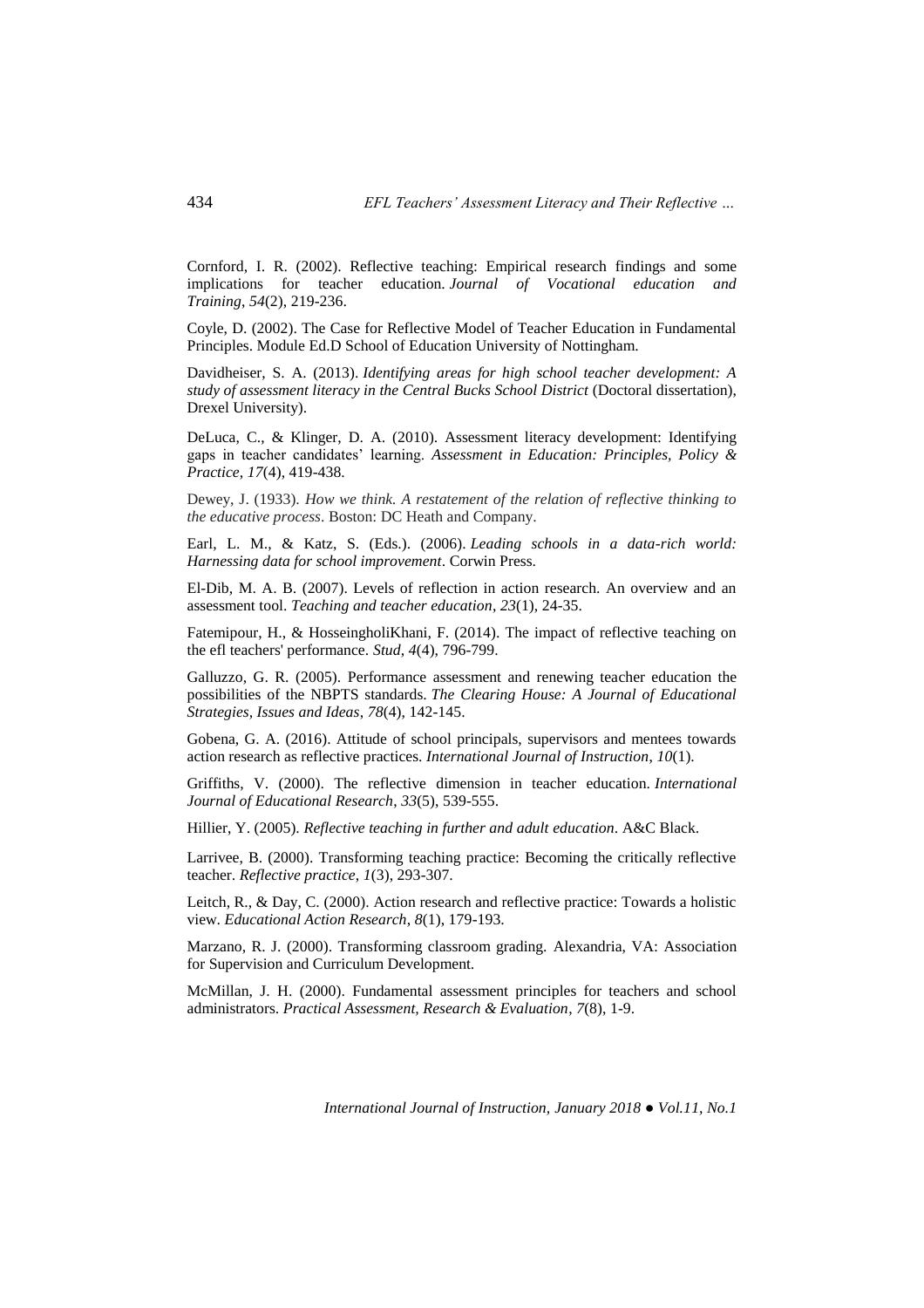Cornford, I. R. (2002). Reflective teaching: Empirical research findings and some implications for teacher education. *Journal of Vocational education and Training*, *54*(2), 219-236.

Coyle, D. (2002). The Case for Reflective Model of Teacher Education in Fundamental Principles. Module Ed.D School of Education University of Nottingham.

Davidheiser, S. A. (2013). *Identifying areas for high school teacher development: A study of assessment literacy in the Central Bucks School District* (Doctoral dissertation), Drexel University).

DeLuca, C., & Klinger, D. A. (2010). Assessment literacy development: Identifying gaps in teacher candidates' learning. *Assessment in Education: Principles, Policy & Practice*, *17*(4), 419-438.

Dewey, J. (1933). *How we think. A restatement of the relation of reflective thinking to the educative process*. Boston: DC Heath and Company.

Earl, L. M., & Katz, S. (Eds.). (2006). *Leading schools in a data-rich world: Harnessing data for school improvement*. Corwin Press.

El-Dib, M. A. B. (2007). Levels of reflection in action research. An overview and an assessment tool. *Teaching and teacher education*, *23*(1), 24-35.

Fatemipour, H., & HosseingholiKhani, F. (2014). The impact of reflective teaching on the efl teachers' performance. *Stud*, *4*(4), 796-799.

Galluzzo, G. R. (2005). Performance assessment and renewing teacher education the possibilities of the NBPTS standards. *The Clearing House: A Journal of Educational Strategies, Issues and Ideas*, *78*(4), 142-145.

Gobena, G. A. (2016). Attitude of school principals, supervisors and mentees towards action research as reflective practices. *International Journal of Instruction*, *10*(1).

Griffiths, V. (2000). The reflective dimension in teacher education. *International Journal of Educational Research*, *33*(5), 539-555.

Hillier, Y. (2005). *Reflective teaching in further and adult education*. A&C Black.

Larrivee, B. (2000). Transforming teaching practice: Becoming the critically reflective teacher. *Reflective practice*, *1*(3), 293-307.

Leitch, R., & Day, C. (2000). Action research and reflective practice: Towards a holistic view. *Educational Action Research*, *8*(1), 179-193.

Marzano, R. J. (2000). Transforming classroom grading. Alexandria, VA: Association for Supervision and Curriculum Development.

McMillan, J. H. (2000). Fundamental assessment principles for teachers and school administrators. *Practical Assessment, Research & Evaluation*, *7*(8), 1-9.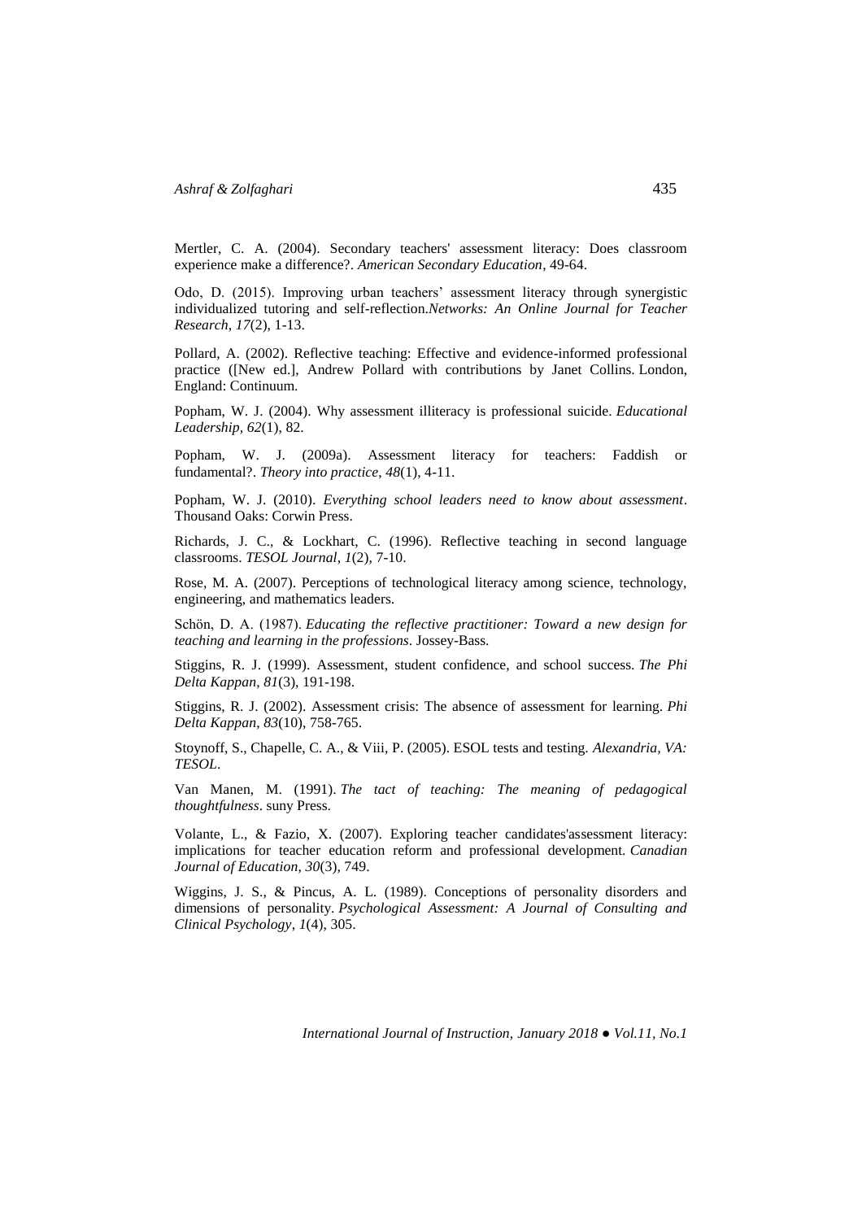Mertler, C. A. (2004). Secondary teachers' assessment literacy: Does classroom experience make a difference?. *American Secondary Education*, 49-64.

Odo, D. (2015). Improving urban teachers' assessment literacy through synergistic individualized tutoring and self-reflection.*Networks: An Online Journal for Teacher Research*, *17*(2), 1-13.

Pollard, A. (2002). Reflective teaching: Effective and evidence-informed professional practice ([New ed.], Andrew Pollard with contributions by Janet Collins. London, England: Continuum.

Popham, W. J. (2004). Why assessment illiteracy is professional suicide. *Educational Leadership*, *62*(1), 82.

Popham, W. J. (2009a). Assessment literacy for teachers: Faddish or fundamental?. *Theory into practice*, *48*(1), 4-11.

Popham, W. J. (2010). *Everything school leaders need to know about assessment*. Thousand Oaks: Corwin Press.

Richards, J. C., & Lockhart, C. (1996). Reflective teaching in second language classrooms. *TESOL Journal*, *1*(2), 7-10.

Rose, M. A. (2007). Perceptions of technological literacy among science, technology, engineering, and mathematics leaders.

Schön, D. A. (1987). *Educating the reflective practitioner: Toward a new design for teaching and learning in the professions*. Jossey-Bass.

Stiggins, R. J. (1999). Assessment, student confidence, and school success. *The Phi Delta Kappan*, *81*(3), 191-198.

Stiggins, R. J. (2002). Assessment crisis: The absence of assessment for learning. *Phi Delta Kappan*, *83*(10), 758-765.

Stoynoff, S., Chapelle, C. A., & Viii, P. (2005). ESOL tests and testing. *Alexandria, VA: TESOL*.

Van Manen, M. (1991). *The tact of teaching: The meaning of pedagogical thoughtfulness*. suny Press.

Volante, L., & Fazio, X. (2007). Exploring teacher candidates'assessment literacy: implications for teacher education reform and professional development. *Canadian Journal of Education*, *30*(3), 749.

Wiggins, J. S., & Pincus, A. L. (1989). Conceptions of personality disorders and dimensions of personality. *Psychological Assessment: A Journal of Consulting and Clinical Psychology*, *1*(4), 305.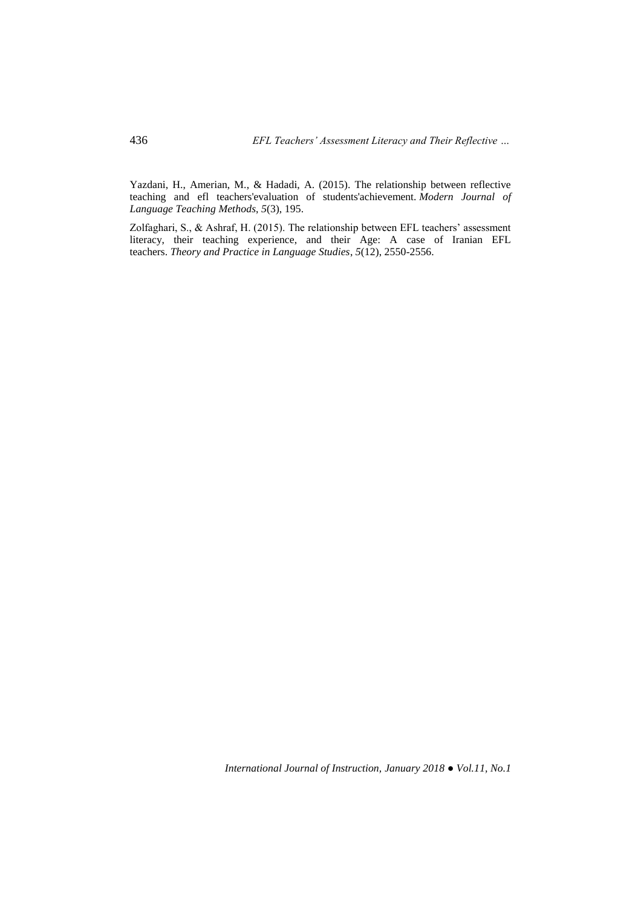Yazdani, H., Amerian, M., & Hadadi, A. (2015). The relationship between reflective teaching and efl teachers'evaluation of students'achievement. *Modern Journal of Language Teaching Methods*, *5*(3), 195.

Zolfaghari, S., & Ashraf, H. (2015). The relationship between EFL teachers' assessment literacy, their teaching experience, and their Age: A case of Iranian EFL teachers. *Theory and Practice in Language Studies*, *5*(12), 2550-2556.